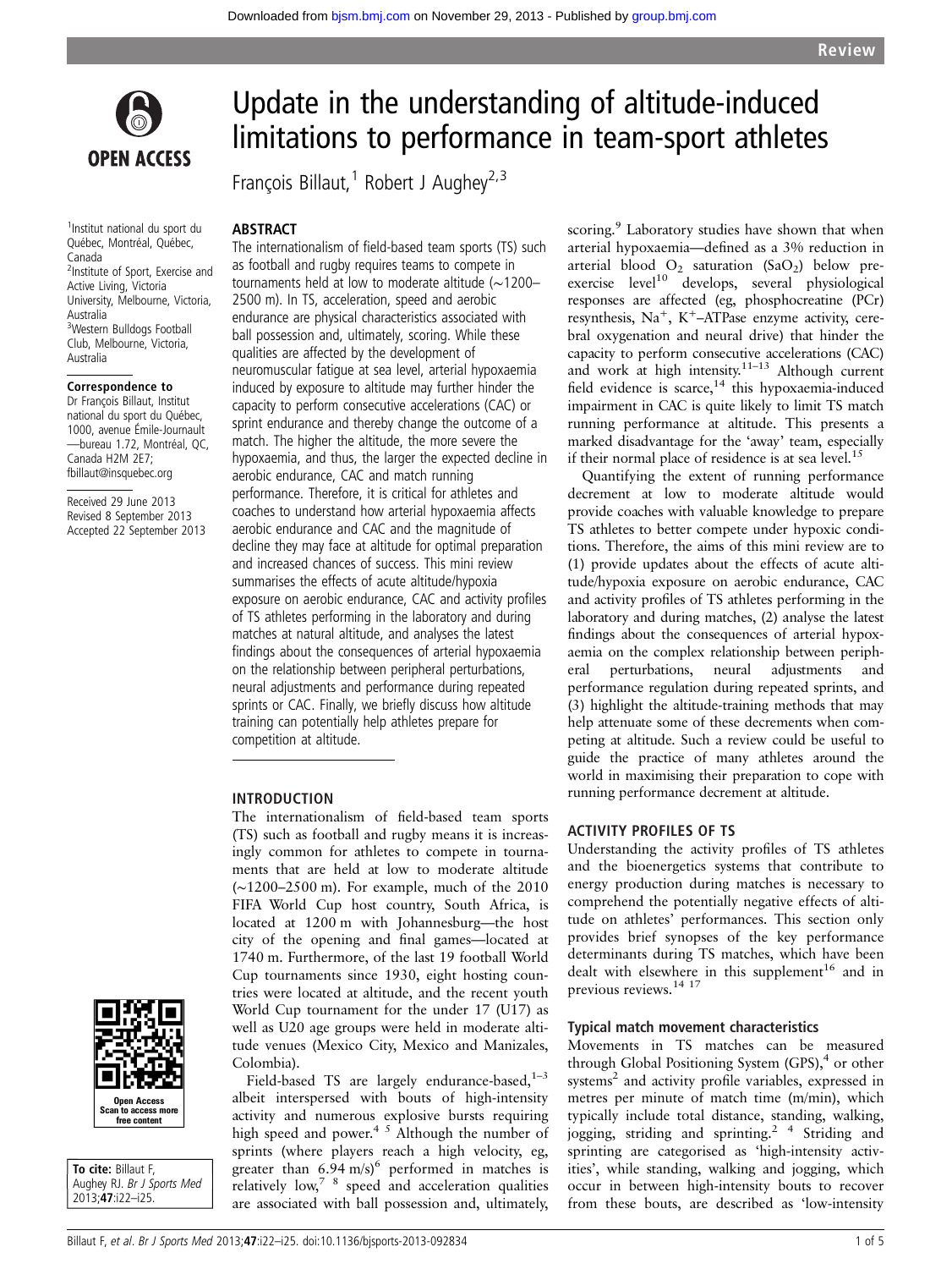# Update in the understanding of altitude-induced limitations to performance in team-sport athletes

François Billaut,[1] Robert J Aughey[2,3]

[1]Institut national du sport du Québec, Montréal, Québec, Canada
[2]Institute of Sport, Exercise and Active Living, Victoria University, Melbourne, Victoria, Australia
[3]Western Bulldogs Football Club, Melbourne, Victoria, Australia

**Correspondence to**
Dr François Billaut, Institut national du sport du Québec, 1000, avenue Émile-Journault—bureau 1.72, Montréal, QC, Canada H2M 2E7; fbillaut@insquebec.org

Received 29 June 2013
Revised 8 September 2013
Accepted 22 September 2013

**To cite:** Billaut F, Aughey RJ. *Br J Sports Med* 2013;**47**:i22–i25.

## ABSTRACT

The internationalism of field-based team sports (TS) such as football and rugby requires teams to compete in tournaments held at low to moderate altitude (~1200–2500 m). In TS, acceleration, speed and aerobic endurance are physical characteristics associated with ball possession and, ultimately, scoring. While these qualities are affected by the development of neuromuscular fatigue at sea level, arterial hypoxaemia induced by exposure to altitude may further hinder the capacity to perform consecutive accelerations (CAC) or sprint endurance and thereby change the outcome of a match. The higher the altitude, the more severe the hypoxaemia, and thus, the larger the expected decline in aerobic endurance, CAC and match running performance. Therefore, it is critical for athletes and coaches to understand how arterial hypoxaemia affects aerobic endurance and CAC and the magnitude of decline they may face at altitude for optimal preparation and increased chances of success. This mini review summarises the effects of acute altitude/hypoxia exposure on aerobic endurance, CAC and activity profiles of TS athletes performing in the laboratory and during matches at natural altitude, and analyses the latest findings about the consequences of arterial hypoxaemia on the relationship between peripheral perturbations, neural adjustments and performance during repeated sprints or CAC. Finally, we briefly discuss how altitude training can potentially help athletes prepare for competition at altitude.

## INTRODUCTION

The internationalism of field-based team sports (TS) such as football and rugby means it is increasingly common for athletes to compete in tournaments that are held at low to moderate altitude (~1200–2500 m). For example, much of the 2010 FIFA World Cup host country, South Africa, is located at 1200 m with Johannesburg—the host city of the opening and final games—located at 1740 m. Furthermore, of the last 19 football World Cup tournaments since 1930, eight hosting countries were located at altitude, and the recent youth World Cup tournament for the under 17 (U17) as well as U20 age groups were held in moderate altitude venues (Mexico City, Mexico and Manizales, Colombia).

Field-based TS are largely endurance-based,[1–3] albeit interspersed with bouts of high-intensity activity and numerous explosive bursts requiring high speed and power.[4 5] Although the number of sprints (where players reach a high velocity, eg, greater than 6.94 m/s)[6] performed in matches is relatively low,[7 8] speed and acceleration qualities are associated with ball possession and, ultimately, scoring.[9] Laboratory studies have shown that when arterial hypoxaemia—defined as a 3% reduction in arterial blood $O_2$ saturation ($SaO_2$) below pre-exercise level[10] develops, several physiological responses are affected (eg, phosphocreatine (PCr) resynthesis, $Na^+$, $K^+$–ATPase enzyme activity, cerebral oxygenation and neural drive) that hinder the capacity to perform consecutive accelerations (CAC) and work at high intensity.[11–13] Although current field evidence is scarce,[14] this hypoxaemia-induced impairment in CAC is quite likely to limit TS match running performance at altitude. This presents a marked disadvantage for the 'away' team, especially if their normal place of residence is at sea level.[15]

Quantifying the extent of running performance decrement at low to moderate altitude would provide coaches with valuable knowledge to prepare TS athletes to better compete under hypoxic conditions. Therefore, the aims of this mini review are to (1) provide updates about the effects of acute altitude/hypoxia exposure on aerobic endurance, CAC and activity profiles of TS athletes performing in the laboratory and during matches, (2) analyse the latest findings about the consequences of arterial hypoxaemia on the complex relationship between peripheral perturbations, neural adjustments and performance regulation during repeated sprints, and (3) highlight the altitude-training methods that may help attenuate some of these decrements when competing at altitude. Such a review could be useful to guide the practice of many athletes around the world in maximising their preparation to cope with running performance decrement at altitude.

## ACTIVITY PROFILES OF TS

Understanding the activity profiles of TS athletes and the bioenergetics systems that contribute to energy production during matches is necessary to comprehend the potentially negative effects of altitude on athletes' performances. This section only provides brief synopses of the key performance determinants during TS matches, which have been dealt with elsewhere in this supplement[16] and in previous reviews.[14 17]

### Typical match movement characteristics

Movements in TS matches can be measured through Global Positioning System (GPS),[4] or other systems[2] and activity profile variables, expressed in metres per minute of match time (m/min), which typically include total distance, standing, walking, jogging, striding and sprinting.[2 4] Striding and sprinting are categorised as 'high-intensity activities', while standing, walking and jogging, which occur in between high-intensity bouts to recover from these bouts, are described as 'low-intensity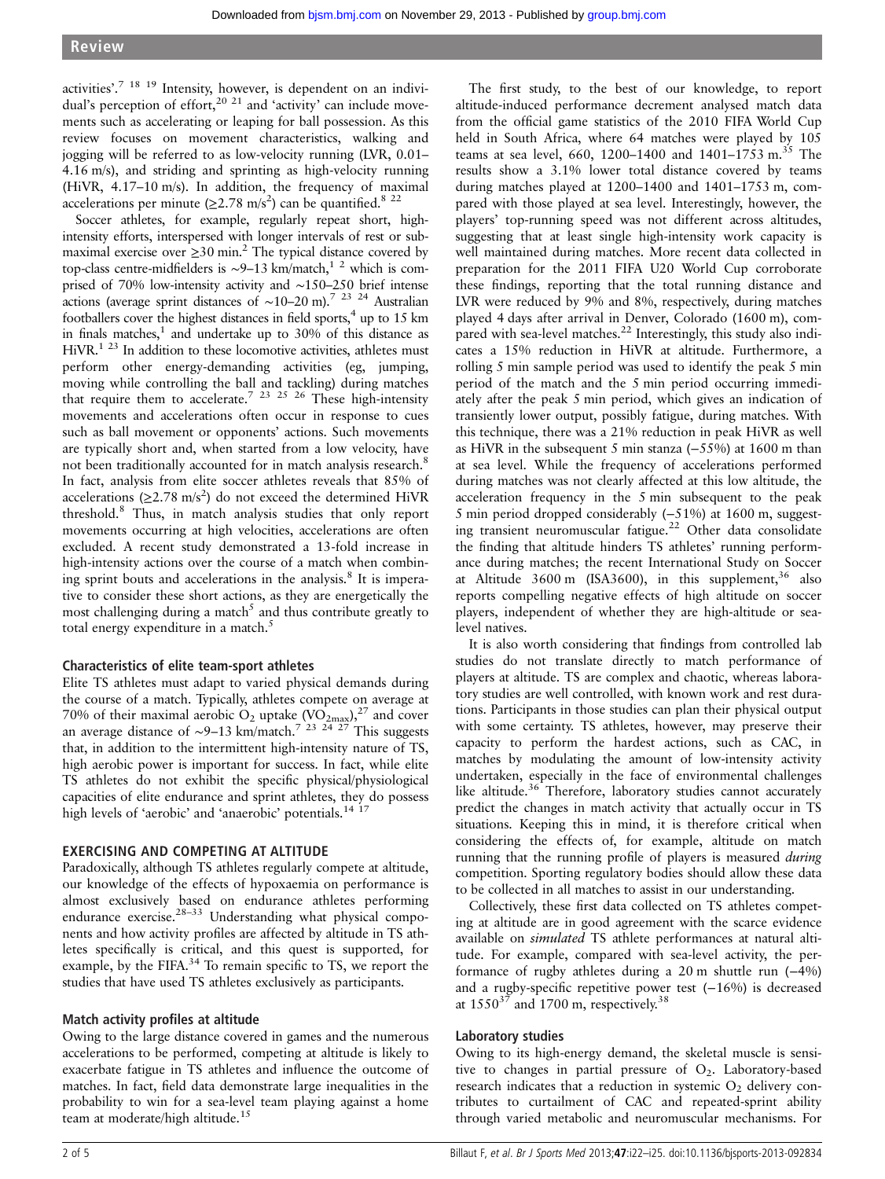activities'.[7 18 19] Intensity, however, is dependent on an individual's perception of effort,[20 21] and 'activity' can include movements such as accelerating or leaping for ball possession. As this review focuses on movement characteristics, walking and jogging will be referred to as low-velocity running (LVR, 0.01–4.16 m/s), and striding and sprinting as high-velocity running (HiVR, 4.17–10 m/s). In addition, the frequency of maximal accelerations per minute (≥2.78 $m/s^2$) can be quantified.[8 22]

Soccer athletes, for example, regularly repeat short, high-intensity efforts, interspersed with longer intervals of rest or submaximal exercise over ≥30 min.[2] The typical distance covered by top-class centre-midfielders is ∼9–13 km/match,[1 2] which is comprised of 70% low-intensity activity and ∼150–250 brief intense actions (average sprint distances of ∼10–20 m).[7 23 24] Australian footballers cover the highest distances in field sports,[4] up to 15 km in finals matches,[1] and undertake up to 30% of this distance as HiVR.[1 23] In addition to these locomotive activities, athletes must perform other energy-demanding activities (eg, jumping, moving while controlling the ball and tackling) during matches that require them to accelerate.[7 23 25 26] These high-intensity movements and accelerations often occur in response to cues such as ball movement or opponents' actions. Such movements are typically short and, when started from a low velocity, have not been traditionally accounted for in match analysis research.[8] In fact, analysis from elite soccer athletes reveals that 85% of accelerations (≥2.78 $m/s^2$) do not exceed the determined HiVR threshold.[8] Thus, in match analysis studies that only report movements occurring at high velocities, accelerations are often excluded. A recent study demonstrated a 13-fold increase in high-intensity actions over the course of a match when combining sprint bouts and accelerations in the analysis.[8] It is imperative to consider these short actions, as they are energetically the most challenging during a match[5] and thus contribute greatly to total energy expenditure in a match.[5]

### Characteristics of elite team-sport athletes

Elite TS athletes must adapt to varied physical demands during the course of a match. Typically, athletes compete on average at 70% of their maximal aerobic $O_2$ uptake ($VO_{2max}$),[27] and cover an average distance of ∼9–13 km/match.[7 23 24 27] This suggests that, in addition to the intermittent high-intensity nature of TS, high aerobic power is important for success. In fact, while elite TS athletes do not exhibit the specific physical/physiological capacities of elite endurance and sprint athletes, they do possess high levels of 'aerobic' and 'anaerobic' potentials.[14 17]

## EXERCISING AND COMPETING AT ALTITUDE

Paradoxically, although TS athletes regularly compete at altitude, our knowledge of the effects of hypoxaemia on performance is almost exclusively based on endurance athletes performing endurance exercise.[28–33] Understanding what physical components and how activity profiles are affected by altitude in TS athletes specifically is critical, and this quest is supported, for example, by the FIFA.[34] To remain specific to TS, we report the studies that have used TS athletes exclusively as participants.

### Match activity profiles at altitude

Owing to the large distance covered in games and the numerous accelerations to be performed, competing at altitude is likely to exacerbate fatigue in TS athletes and influence the outcome of matches. In fact, field data demonstrate large inequalities in the probability to win for a sea-level team playing against a home team at moderate/high altitude.[15]

The first study, to the best of our knowledge, to report altitude-induced performance decrement analysed match data from the official game statistics of the 2010 FIFA World Cup held in South Africa, where 64 matches were played by 105 teams at sea level, 660, 1200–1400 and 1401–1753 m.[35] The results show a 3.1% lower total distance covered by teams during matches played at 1200–1400 and 1401–1753 m, compared with those played at sea level. Interestingly, however, the players' top-running speed was not different across altitudes, suggesting that at least single high-intensity work capacity is well maintained during matches. More recent data collected in preparation for the 2011 FIFA U20 World Cup corroborate these findings, reporting that the total running distance and LVR were reduced by 9% and 8%, respectively, during matches played 4 days after arrival in Denver, Colorado (1600 m), compared with sea-level matches.[22] Interestingly, this study also indicates a 15% reduction in HiVR at altitude. Furthermore, a rolling 5 min sample period was used to identify the peak 5 min period of the match and the 5 min period occurring immediately after the peak 5 min period, which gives an indication of transiently lower output, possibly fatigue, during matches. With this technique, there was a 21% reduction in peak HiVR as well as HiVR in the subsequent 5 min stanza (−55%) at 1600 m than at sea level. While the frequency of accelerations performed during matches was not clearly affected at this low altitude, the acceleration frequency in the 5 min subsequent to the peak 5 min period dropped considerably (−51%) at 1600 m, suggesting transient neuromuscular fatigue.[22] Other data consolidate the finding that altitude hinders TS athletes' running performance during matches; the recent International Study on Soccer at Altitude 3600 m (ISA3600), in this supplement,[36] also reports compelling negative effects of high altitude on soccer players, independent of whether they are high-altitude or sea-level natives.

It is also worth considering that findings from controlled lab studies do not translate directly to match performance of players at altitude. TS are complex and chaotic, whereas laboratory studies are well controlled, with known work and rest durations. Participants in those studies can plan their physical output with some certainty. TS athletes, however, may preserve their capacity to perform the hardest actions, such as CAC, in matches by modulating the amount of low-intensity activity undertaken, especially in the face of environmental challenges like altitude.[36] Therefore, laboratory studies cannot accurately predict the changes in match activity that actually occur in TS situations. Keeping this in mind, it is therefore critical when considering the effects of, for example, altitude on match running that the running profile of players is measured *during* competition. Sporting regulatory bodies should allow these data to be collected in all matches to assist in our understanding.

Collectively, these first data collected on TS athletes competing at altitude are in good agreement with the scarce evidence available on *simulated* TS athlete performances at natural altitude. For example, compared with sea-level activity, the performance of rugby athletes during a 20 m shuttle run (−4%) and a rugby-specific repetitive power test (−16%) is decreased at 1550[37] and 1700 m, respectively.[38]

### Laboratory studies

Owing to its high-energy demand, the skeletal muscle is sensitive to changes in partial pressure of $O_2$. Laboratory-based research indicates that a reduction in systemic $O_2$ delivery contributes to curtailment of CAC and repeated-sprint ability through varied metabolic and neuromuscular mechanisms. For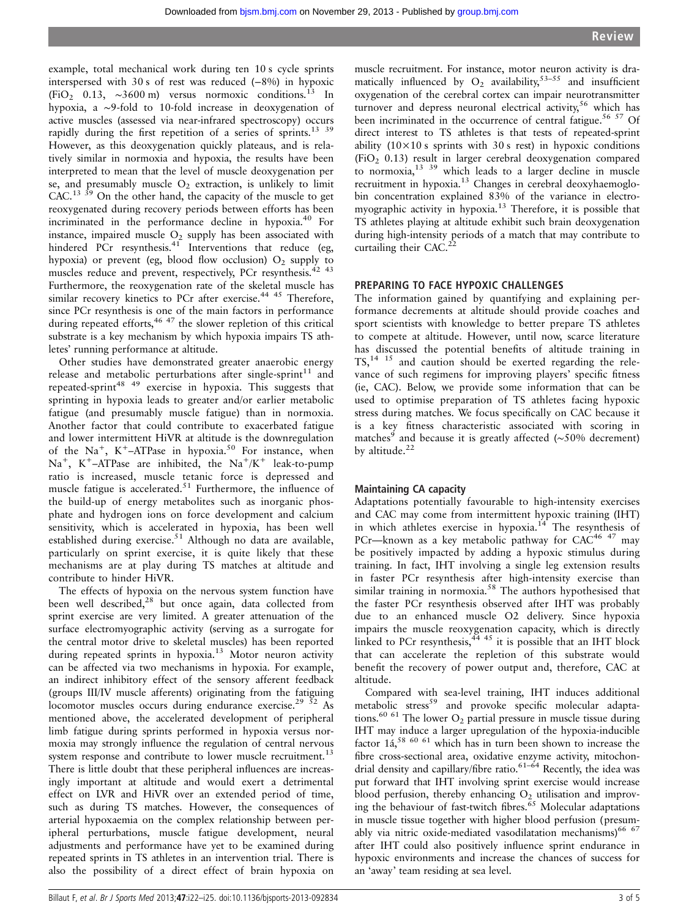example, total mechanical work during ten 10 s cycle sprints interspersed with 30 s of rest was reduced (−8%) in hypoxic ($FiO_2$ 0.13, ∼3600 m) versus normoxic conditions.[13] In hypoxia, a ∼9-fold to 10-fold increase in deoxygenation of active muscles (assessed via near-infrared spectroscopy) occurs rapidly during the first repetition of a series of sprints.[13 39] However, as this deoxygenation quickly plateaus, and is relatively similar in normoxia and hypoxia, the results have been interpreted to mean that the level of muscle deoxygenation per se, and presumably muscle $O_2$ extraction, is unlikely to limit CAC.[13 39] On the other hand, the capacity of the muscle to get reoxygenated during recovery periods between efforts has been incriminated in the performance decline in hypoxia.[40] For instance, impaired muscle $O_2$ supply has been associated with hindered PCr resynthesis.[41] Interventions that reduce (eg, hypoxia) or prevent (eg, blood flow occlusion) $O_2$ supply to muscles reduce and prevent, respectively, PCr resynthesis.[42 43] Furthermore, the reoxygenation rate of the skeletal muscle has similar recovery kinetics to PCr after exercise.[44 45] Therefore, since PCr resynthesis is one of the main factors in performance during repeated efforts,[46 47] the slower repletion of this critical substrate is a key mechanism by which hypoxia impairs TS athletes' running performance at altitude.

Other studies have demonstrated greater anaerobic energy release and metabolic perturbations after single-sprint[11] and repeated-sprint[48 49] exercise in hypoxia. This suggests that sprinting in hypoxia leads to greater and/or earlier metabolic fatigue (and presumably muscle fatigue) than in normoxia. Another factor that could contribute to exacerbated fatigue and lower intermittent HiVR at altitude is the downregulation of the $Na^+$, $K^+$–ATPase in hypoxia.[50] For instance, when $Na^+$, $K^+$–ATPase are inhibited, the $Na^+/K^+$ leak-to-pump ratio is increased, muscle tetanic force is depressed and muscle fatigue is accelerated.[51] Furthermore, the influence of the build-up of energy metabolites such as inorganic phosphate and hydrogen ions on force development and calcium sensitivity, which is accelerated in hypoxia, has been well established during exercise.[51] Although no data are available, particularly on sprint exercise, it is quite likely that these mechanisms are at play during TS matches at altitude and contribute to hinder HiVR.

The effects of hypoxia on the nervous system function have been well described,[28] but once again, data collected from sprint exercise are very limited. A greater attenuation of the surface electromyographic activity (serving as a surrogate for the central motor drive to skeletal muscles) has been reported during repeated sprints in hypoxia.[13] Motor neuron activity can be affected via two mechanisms in hypoxia. For example, an indirect inhibitory effect of the sensory afferent feedback (groups III/IV muscle afferents) originating from the fatiguing locomotor muscles occurs during endurance exercise.[29 52] As mentioned above, the accelerated development of peripheral limb fatigue during sprints performed in hypoxia versus normoxia may strongly influence the regulation of central nervous system response and contribute to lower muscle recruitment.[13] There is little doubt that these peripheral influences are increasingly important at altitude and would exert a detrimental effect on LVR and HiVR over an extended period of time, such as during TS matches. However, the consequences of arterial hypoxaemia on the complex relationship between peripheral perturbations, muscle fatigue development, neural adjustments and performance have yet to be examined during repeated sprints in TS athletes in an intervention trial. There is also the possibility of a direct effect of brain hypoxia on muscle recruitment. For instance, motor neuron activity is dramatically influenced by $O_2$ availability,[53–55] and insufficient oxygenation of the cerebral cortex can impair neurotransmitter turnover and depress neuronal electrical activity,[56] which has been incriminated in the occurrence of central fatigue.[56 57] Of direct interest to TS athletes is that tests of repeated-sprint ability (10×10 s sprints with 30 s rest) in hypoxic conditions ($FiO_2$ 0.13) result in larger cerebral deoxygenation compared to normoxia,[13 39] which leads to a larger decline in muscle recruitment in hypoxia.[13] Changes in cerebral deoxyhaemoglobin concentration explained 83% of the variance in electromyographic activity in hypoxia.[13] Therefore, it is possible that TS athletes playing at altitude exhibit such brain deoxygenation during high-intensity periods of a match that may contribute to curtailing their CAC.[22]

## PREPARING TO FACE HYPOXIC CHALLENGES

The information gained by quantifying and explaining performance decrements at altitude should provide coaches and sport scientists with knowledge to better prepare TS athletes to compete at altitude. However, until now, scarce literature has discussed the potential benefits of altitude training in TS,[14 15] and caution should be exerted regarding the relevance of such regimens for improving players' specific fitness (ie, CAC). Below, we provide some information that can be used to optimise preparation of TS athletes facing hypoxic stress during matches. We focus specifically on CAC because it is a key fitness characteristic associated with scoring in matches[9] and because it is greatly affected (∼50% decrement) by altitude.[22]

### Maintaining CA capacity

Adaptations potentially favourable to high-intensity exercises and CAC may come from intermittent hypoxic training (IHT) in which athletes exercise in hypoxia.[14] The resynthesis of PCr—known as a key metabolic pathway for CAC[46 47] may be positively impacted by adding a hypoxic stimulus during training. In fact, IHT involving a single leg extension results in faster PCr resynthesis after high-intensity exercise than similar training in normoxia.[58] The authors hypothesised that the faster PCr resynthesis observed after IHT was probably due to an enhanced muscle O2 delivery. Since hypoxia impairs the muscle reoxygenation capacity, which is directly linked to PCr resynthesis,[44 45] it is possible that an IHT block that can accelerate the repletion of this substrate would benefit the recovery of power output and, therefore, CAC at altitude.

Compared with sea-level training, IHT induces additional metabolic stress[59] and provoke specific molecular adaptations.[60 61] The lower $O_2$ partial pressure in muscle tissue during IHT may induce a larger upregulation of the hypoxia-inducible factor 1á,[58 60 61] which has in turn been shown to increase the fibre cross-sectional area, oxidative enzyme activity, mitochondrial density and capillary/fibre ratio.[61–64] Recently, the idea was put forward that IHT involving sprint exercise would increase blood perfusion, thereby enhancing $O_2$ utilisation and improving the behaviour of fast-twitch fibres.[65] Molecular adaptations in muscle tissue together with higher blood perfusion (presumably via nitric oxide-mediated vasodilatation mechanisms)[66 67] after IHT could also positively influence sprint endurance in hypoxic environments and increase the chances of success for an 'away' team residing at sea level.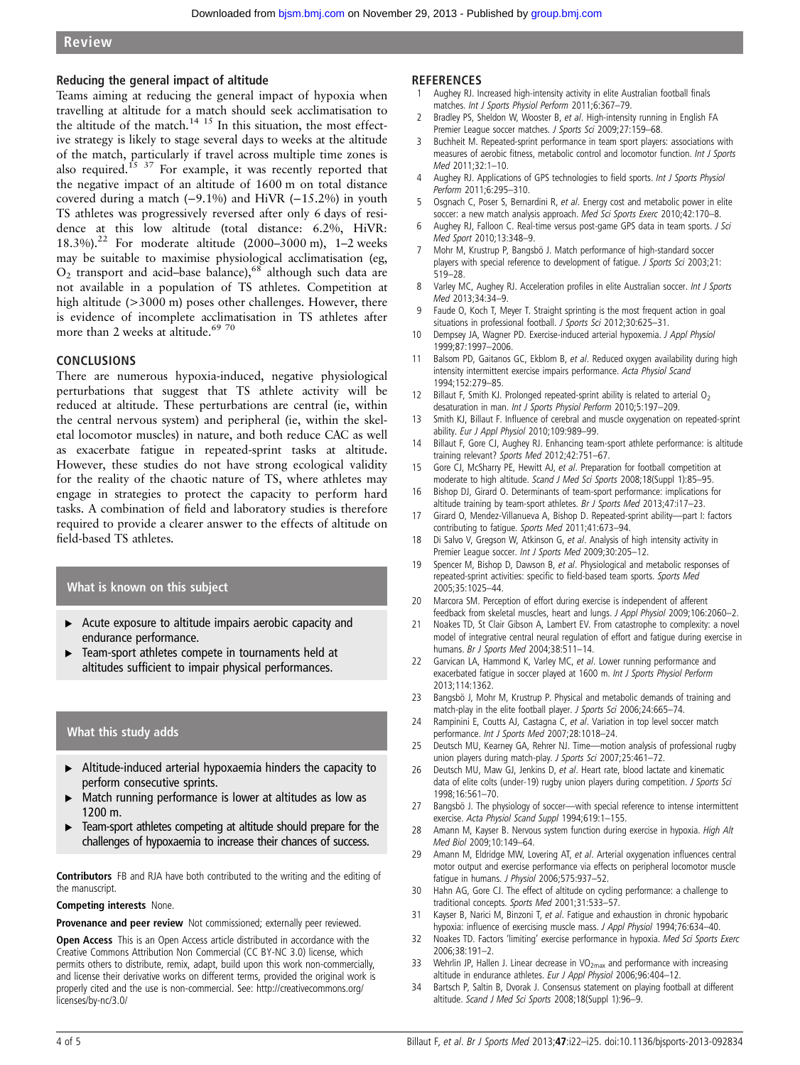### Reducing the general impact of altitude

Teams aiming at reducing the general impact of hypoxia when travelling at altitude for a match should seek acclimatisation to the altitude of the match.[14 15] In this situation, the most effective strategy is likely to stage several days to weeks at the altitude of the match, particularly if travel across multiple time zones is also required.[15 37] For example, it was recently reported that the negative impact of an altitude of 1600 m on total distance covered during a match (−9.1%) and HiVR (−15.2%) in youth TS athletes was progressively reversed after only 6 days of residence at this low altitude (total distance: 6.2%, HiVR: 18.3%).[22] For moderate altitude (2000–3000 m), 1–2 weeks may be suitable to maximise physiological acclimatisation (eg, $O_2$ transport and acid–base balance),[68] although such data are not available in a population of TS athletes. Competition at high altitude (>3000 m) poses other challenges. However, there is evidence of incomplete acclimatisation in TS athletes after more than 2 weeks at altitude.[69 70]

## CONCLUSIONS

There are numerous hypoxia-induced, negative physiological perturbations that suggest that TS athlete activity will be reduced at altitude. These perturbations are central (ie, within the central nervous system) and peripheral (ie, within the skeletal locomotor muscles) in nature, and both reduce CAC as well as exacerbate fatigue in repeated-sprint tasks at altitude. However, these studies do not have strong ecological validity for the reality of the chaotic nature of TS, where athletes may engage in strategies to protect the capacity to perform hard tasks. A combination of field and laboratory studies is therefore required to provide a clearer answer to the effects of altitude on field-based TS athletes.

### What is known on this subject

- Acute exposure to altitude impairs aerobic capacity and endurance performance.
- Team-sport athletes compete in tournaments held at altitudes sufficient to impair physical performances.

### What this study adds

- Altitude-induced arterial hypoxaemia hinders the capacity to perform consecutive sprints.
- Match running performance is lower at altitudes as low as 1200 m.
- Team-sport athletes competing at altitude should prepare for the challenges of hypoxaemia to increase their chances of success.

**Contributors** FB and RJA have both contributed to the writing and the editing of the manuscript.

**Competing interests** None.

**Provenance and peer review** Not commissioned; externally peer reviewed.

**Open Access** This is an Open Access article distributed in accordance with the Creative Commons Attribution Non Commercial (CC BY-NC 3.0) license, which permits others to distribute, remix, adapt, build upon this work non-commercially, and license their derivative works on different terms, provided the original work is properly cited and the use is non-commercial. See: http://creativecommons.org/licenses/by-nc/3.0/

## REFERENCES

1. Aughey RJ. Increased high-intensity activity in elite Australian football finals matches. *Int J Sports Physiol Perform* 2011;6:367–79.
2. Bradley PS, Sheldon W, Wooster B, *et al*. High-intensity running in English FA Premier League soccer matches. *J Sports Sci* 2009;27:159–68.
3. Buchheit M. Repeated-sprint performance in team sport players: associations with measures of aerobic fitness, metabolic control and locomotor function. *Int J Sports Med* 2011;32:1–10.
4. Aughey RJ. Applications of GPS technologies to field sports. *Int J Sports Physiol Perform* 2011;6:295–310.
5. Osgnach C, Poser S, Bernardini R, *et al*. Energy cost and metabolic power in elite soccer: a new match analysis approach. *Med Sci Sports Exerc* 2010;42:170–8.
6. Aughey RJ, Falloon C. Real-time versus post-game GPS data in team sports. *J Sci Med Sport* 2010;13:348–9.
7. Mohr M, Krustrup P, Bangsbö J. Match performance of high-standard soccer players with special reference to development of fatigue. *J Sports Sci* 2003;21:519–28.
8. Varley MC, Aughey RJ. Acceleration profiles in elite Australian soccer. *Int J Sports Med* 2013;34:34–9.
9. Faude O, Koch T, Meyer T. Straight sprinting is the most frequent action in goal situations in professional football. *J Sports Sci* 2012;30:625–31.
10. Dempsey JA, Wagner PD. Exercise-induced arterial hypoxemia. *J Appl Physiol* 1999;87:1997–2006.
11. Balsom PD, Gaitanos GC, Ekblom B, *et al*. Reduced oxygen availability during high intensity intermittent exercise impairs performance. *Acta Physiol Scand* 1994;152:279–85.
12. Billaut F, Smith KJ. Prolonged repeated-sprint ability is related to arterial $O_2$ desaturation in man. *Int J Sports Physiol Perform* 2010;5:197–209.
13. Smith KJ, Billaut F. Influence of cerebral and muscle oxygenation on repeated-sprint ability. *Eur J Appl Physiol* 2010;109:989–99.
14. Billaut F, Gore CJ, Aughey RJ. Enhancing team-sport athlete performance: is altitude training relevant? *Sports Med* 2012;42:751–67.
15. Gore CJ, McSharry PE, Hewitt AJ, *et al*. Preparation for football competition at moderate to high altitude. *Scand J Med Sci Sports* 2008;18(Suppl 1):85–95.
16. Bishop DJ, Girard O. Determinants of team-sport performance: implications for altitude training by team-sport athletes. *Br J Sports Med* 2013;47:i17–23.
17. Girard O, Mendez-Villanueva A, Bishop D. Repeated-sprint ability—part I: factors contributing to fatigue. *Sports Med* 2011;41:673–94.
18. Di Salvo V, Gregson W, Atkinson G, *et al*. Analysis of high intensity activity in Premier League soccer. *Int J Sports Med* 2009;30:205–12.
19. Spencer M, Bishop D, Dawson B, *et al*. Physiological and metabolic responses of repeated-sprint activities: specific to field-based team sports. *Sports Med* 2005;35:1025–44.
20. Marcora SM. Perception of effort during exercise is independent of afferent feedback from skeletal muscles, heart and lungs. *J Appl Physiol* 2009;106:2060–2.
21. Noakes TD, St Clair Gibson A, Lambert EV. From catastrophe to complexity: a novel model of integrative central neural regulation of effort and fatigue during exercise in humans. *Br J Sports Med* 2004;38:511–14.
22. Garvican LA, Hammond K, Varley MC, *et al*. Lower running performance and exacerbated fatigue in soccer played at 1600 m. *Int J Sports Physiol Perform* 2013;114:1362.
23. Bangsbö J, Mohr M, Krustrup P. Physical and metabolic demands of training and match-play in the elite football player. *J Sports Sci* 2006;24:665–74.
24. Rampinini E, Coutts AJ, Castagna C, *et al*. Variation in top level soccer match performance. *Int J Sports Med* 2007;28:1018–24.
25. Deutsch MU, Kearney GA, Rehrer NJ. Time—motion analysis of professional rugby union players during match-play. *J Sports Sci* 2007;25:461–72.
26. Deutsch MU, Maw GJ, Jenkins D, *et al*. Heart rate, blood lactate and kinematic data of elite colts (under-19) rugby union players during competition. *J Sports Sci* 1998;16:561–70.
27. Bangsbö J. The physiology of soccer—with special reference to intense intermittent exercise. *Acta Physiol Scand Suppl* 1994;619:1–155.
28. Amann M, Kayser B. Nervous system function during exercise in hypoxia. *High Alt Med Biol* 2009;10:149–64.
29. Amann M, Eldridge MW, Lovering AT, *et al*. Arterial oxygenation influences central motor output and exercise performance via effects on peripheral locomotor muscle fatigue in humans. *J Physiol* 2006;575:937–52.
30. Hahn AG, Gore CJ. The effect of altitude on cycling performance: a challenge to traditional concepts. *Sports Med* 2001;31:533–57.
31. Kayser B, Narici M, Binzoni T, *et al*. Fatigue and exhaustion in chronic hypobaric hypoxia: influence of exercising muscle mass. *J Appl Physiol* 1994;76:634–40.
32. Noakes TD. Factors 'limiting' exercise performance in hypoxia. *Med Sci Sports Exerc* 2006;38:191–2.
33. Wehrlin JP, Hallen J. Linear decrease in $VO_{2max}$ and performance with increasing altitude in endurance athletes. *Eur J Appl Physiol* 2006;96:404–12.
34. Bartsch P, Saltin B, Dvorak J. Consensus statement on playing football at different altitude. *Scand J Med Sci Sports* 2008;18(Suppl 1):96–9.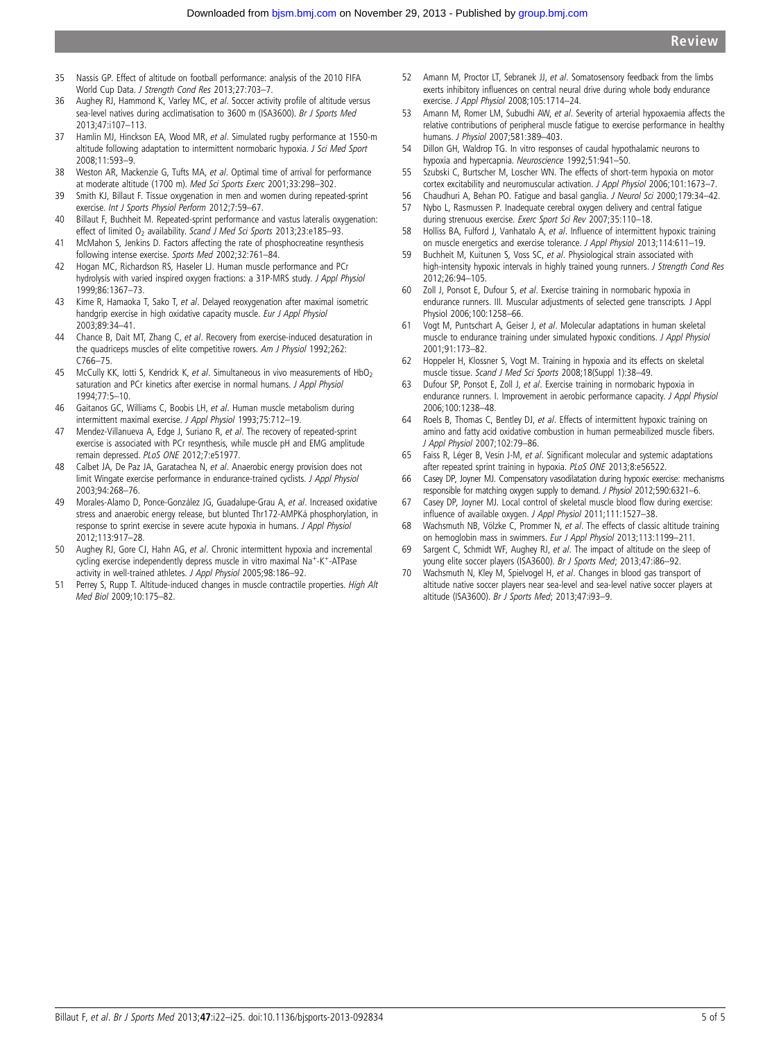35 Nassis GP. Effect of altitude on football performance: analysis of the 2010 FIFA World Cup Data. *J Strength Cond Res* 2013;27:703–7.

36 Aughey RJ, Hammond K, Varley MC, *et al*. Soccer activity profile of altitude versus sea-level natives during acclimatisation to 3600 m (ISA3600). *Br J Sports Med* 2013;47:i107–113.

37 Hamlin MJ, Hinckson EA, Wood MR, *et al*. Simulated rugby performance at 1550-m altitude following adaptation to intermittent normobaric hypoxia. *J Sci Med Sport* 2008;11:593–9.

38 Weston AR, Mackenzie G, Tufts MA, *et al*. Optimal time of arrival for performance at moderate altitude (1700 m). *Med Sci Sports Exerc* 2001;33:298–302.

39 Smith KJ, Billaut F. Tissue oxygenation in men and women during repeated-sprint exercise. *Int J Sports Physiol Perform* 2012;7:59–67.

40 Billaut F, Buchheit M. Repeated-sprint performance and vastus lateralis oxygenation: effect of limited $O_2$ availability. *Scand J Med Sci Sports* 2013;23:e185–93.

41 McMahon S, Jenkins D. Factors affecting the rate of phosphocreatine resynthesis following intense exercise. *Sports Med* 2002;32:761–84.

42 Hogan MC, Richardson RS, Haseler LJ. Human muscle performance and PCr hydrolysis with varied inspired oxygen fractions: a 31P-MRS study. *J Appl Physiol* 1999;86:1367–73.

43 Kime R, Hamaoka T, Sako T, *et al*. Delayed reoxygenation after maximal isometric handgrip exercise in high oxidative capacity muscle. *Eur J Appl Physiol* 2003;89:34–41.

44 Chance B, Dait MT, Zhang C, *et al*. Recovery from exercise-induced desaturation in the quadriceps muscles of elite competitive rowers. *Am J Physiol* 1992;262: C766–75.

45 McCully KK, Iotti S, Kendrick K, *et al*. Simultaneous in vivo measurements of $HbO_2$ saturation and PCr kinetics after exercise in normal humans. *J Appl Physiol* 1994;77:5–10.

46 Gaitanos GC, Williams C, Boobis LH, *et al*. Human muscle metabolism during intermittent maximal exercise. *J Appl Physiol* 1993;75:712–19.

47 Mendez-Villanueva A, Edge J, Suriano R, *et al*. The recovery of repeated-sprint exercise is associated with PCr resynthesis, while muscle pH and EMG amplitude remain depressed. *PLoS ONE* 2012;7:e51977.

48 Calbet JA, De Paz JA, Garatachea N, *et al*. Anaerobic energy provision does not limit Wingate exercise performance in endurance-trained cyclists. *J Appl Physiol* 2003;94:268–76.

49 Morales-Alamo D, Ponce-González JG, Guadalupe-Grau A, *et al*. Increased oxidative stress and anaerobic energy release, but blunted Thr172-AMPKá phosphorylation, in response to sprint exercise in severe acute hypoxia in humans. *J Appl Physiol* 2012;113:917–28.

50 Aughey RJ, Gore CJ, Hahn AG, *et al*. Chronic intermittent hypoxia and incremental cycling exercise independently depress muscle in vitro maximal $Na^+$-$K^+$-ATPase activity in well-trained athletes. *J Appl Physiol* 2005;98:186–92.

51 Perrey S, Rupp T. Altitude-induced changes in muscle contractile properties. *High Alt Med Biol* 2009;10:175–82.

52 Amann M, Proctor LT, Sebranek JJ, *et al*. Somatosensory feedback from the limbs exerts inhibitory influences on central neural drive during whole body endurance exercise. *J Appl Physiol* 2008;105:1714–24.

53 Amann M, Romer LM, Subudhi AW, *et al*. Severity of arterial hypoxaemia affects the relative contributions of peripheral muscle fatigue to exercise performance in healthy humans. *J Physiol* 2007;581:389–403.

54 Dillon GH, Waldrop TG. In vitro responses of caudal hypothalamic neurons to hypoxia and hypercapnia. *Neuroscience* 1992;51:941–50.

55 Szubski C, Burtscher M, Loscher WN. The effects of short-term hypoxia on motor cortex excitability and neuromuscular activation. *J Appl Physiol* 2006;101:1673–7.

56 Chaudhuri A, Behan PO. Fatigue and basal ganglia. *J Neurol Sci* 2000;179:34–42.

57 Nybo L, Rasmussen P. Inadequate cerebral oxygen delivery and central fatigue during strenuous exercise. *Exerc Sport Sci Rev* 2007;35:110–18.

58 Holliss BA, Fulford J, Vanhatalo A, *et al*. Influence of intermittent hypoxic training on muscle energetics and exercise tolerance. *J Appl Physiol* 2013;114:611–19.

59 Buchheit M, Kuitunen S, Voss SC, *et al*. Physiological strain associated with high-intensity hypoxic intervals in highly trained young runners. *J Strength Cond Res* 2012;26:94–105.

60 Zoll J, Ponsot E, Dufour S, *et al*. Exercise training in normobaric hypoxia in endurance runners. III. Muscular adjustments of selected gene transcripts. J Appl Physiol 2006;100:1258–66.

61 Vogt M, Puntschart A, Geiser J, *et al*. Molecular adaptations in human skeletal muscle to endurance training under simulated hypoxic conditions. *J Appl Physiol* 2001;91:173–82.

62 Hoppeler H, Klossner S, Vogt M. Training in hypoxia and its effects on skeletal muscle tissue. *Scand J Med Sci Sports* 2008;18(Suppl 1):38–49.

63 Dufour SP, Ponsot E, Zoll J, *et al*. Exercise training in normobaric hypoxia in endurance runners. I. Improvement in aerobic performance capacity. *J Appl Physiol* 2006;100:1238–48.

64 Roels B, Thomas C, Bentley DJ, *et al*. Effects of intermittent hypoxic training on amino and fatty acid oxidative combustion in human permeabilized muscle fibers. *J Appl Physiol* 2007;102:79–86.

65 Faiss R, Léger B, Vesin J-M, *et al*. Significant molecular and systemic adaptations after repeated sprint training in hypoxia. *PLoS ONE* 2013;8:e56522.

66 Casey DP, Joyner MJ. Compensatory vasodilatation during hypoxic exercise: mechanisms responsible for matching oxygen supply to demand. *J Physiol* 2012;590:6321–6.

67 Casey DP, Joyner MJ. Local control of skeletal muscle blood flow during exercise: influence of available oxygen. *J Appl Physiol* 2011;111:1527–38.

68 Wachsmuth NB, Völzke C, Prommer N, *et al*. The effects of classic altitude training on hemoglobin mass in swimmers. *Eur J Appl Physiol* 2013;113:1199–211.

69 Sargent C, Schmidt WF, Aughey RJ, *et al*. The impact of altitude on the sleep of young elite soccer players (ISA3600). *Br J Sports Med*; 2013;47:i86–92.

70 Wachsmuth N, Kley M, Spielvogel H, *et al*. Changes in blood gas transport of altitude native soccer players near sea-level and sea-level native soccer players at altitude (ISA3600). *Br J Sports Med*; 2013;47:i93–9.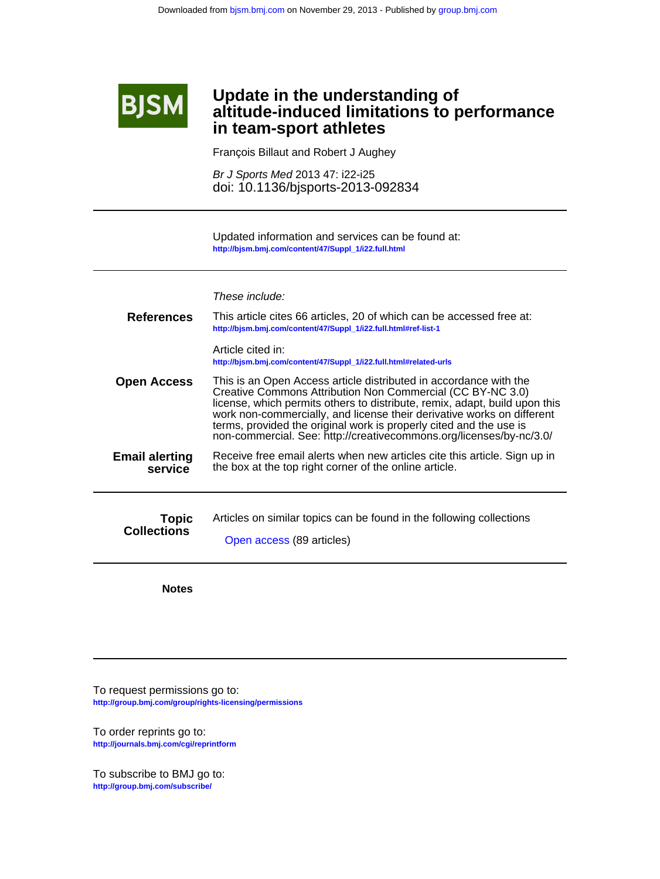Downloaded from bjsm.bmj.com on November 29, 2013 - Published by group.bmj.com

BJSM

# Update in the understanding of altitude-induced limitations to performance in team-sport athletes

François Billaut and Robert J Aughey

*Br J Sports Med* 2013 47: i22-i25
doi: 10.1136/bjsports-2013-092834

---

Updated information and services can be found at:
http://bjsm.bmj.com/content/47/Suppl_1/i22.full.html

---

*These include:*

**References**

This article cites 66 articles, 20 of which can be accessed free at:
http://bjsm.bmj.com/content/47/Suppl_1/i22.full.html#ref-list-1

Article cited in:
http://bjsm.bmj.com/content/47/Suppl_1/i22.full.html#related-urls

**Open Access**

This is an Open Access article distributed in accordance with the Creative Commons Attribution Non Commercial (CC BY-NC 3.0) license, which permits others to distribute, remix, adapt, build upon this work non-commercially, and license their derivative works on different terms, provided the original work is properly cited and the use is non-commercial. See: http://creativecommons.org/licenses/by-nc/3.0/

**Email alerting service**

Receive free email alerts when new articles cite this article. Sign up in the box at the top right corner of the online article.

---

**Topic Collections**

Articles on similar topics can be found in the following collections

Open access (89 articles)

---

**Notes**

---

To request permissions go to:
http://group.bmj.com/group/rights-licensing/permissions

To order reprints go to:
http://journals.bmj.com/cgi/reprintform

To subscribe to BMJ go to:
http://group.bmj.com/subscribe/